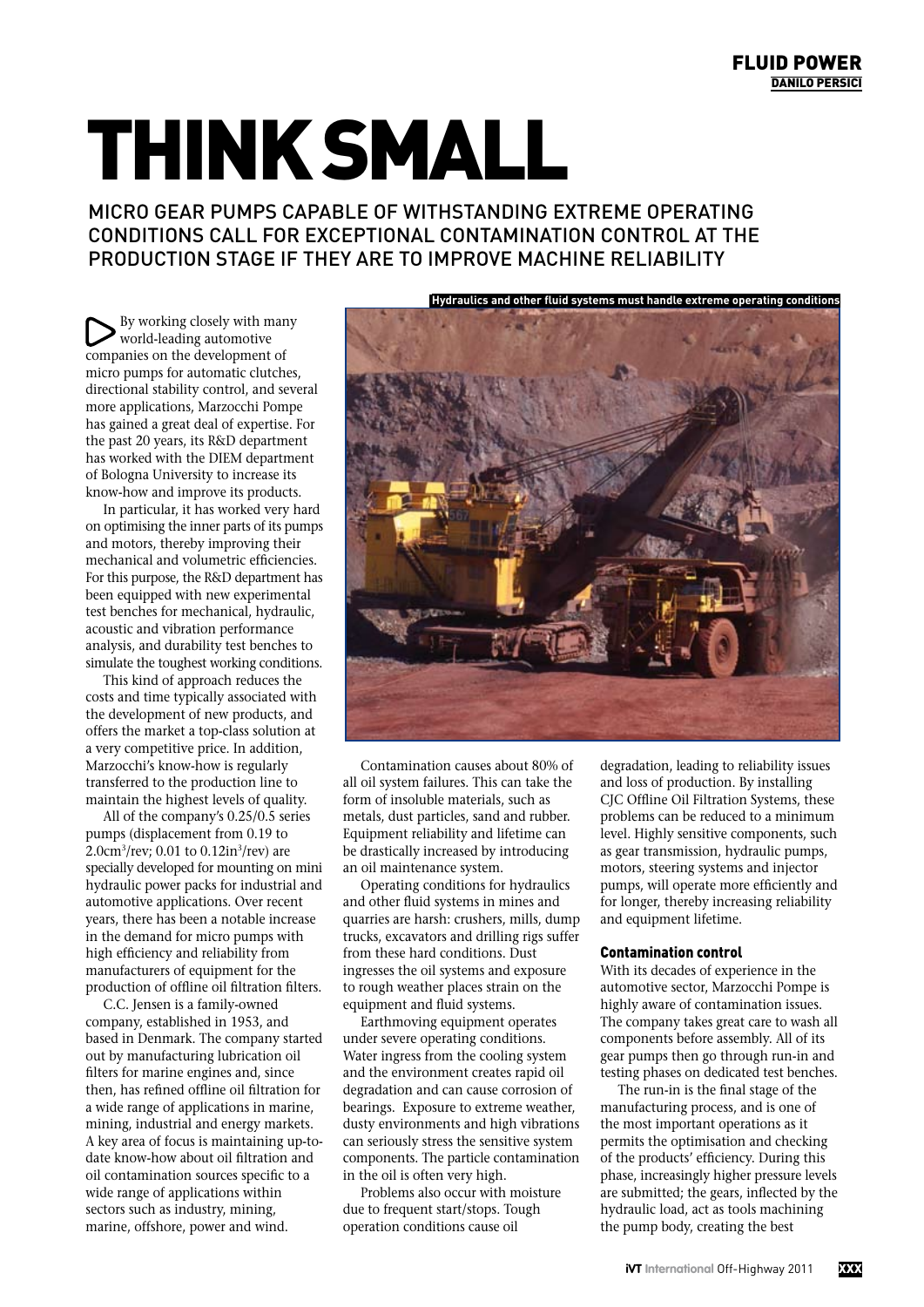# THINK SMALL

MICRO GEAR PUMPS CAPABLE OF WITHSTANDING EXTREME OPERATING CONDITIONS CALL FOR EXCEPTIONAL CONTAMINATION CONTROL AT THE PRODUCTION STAGE IF THEY ARE TO IMPROVE MACHINE RELIABILITY

Hydraulics and other fluid systems must handle extreme operating conditions

By working closely with many world-leading automotive companies on the development of micro pumps for automatic clutches, directional stability control, and several more applications, Marzocchi Pompe has gained a great deal of expertise. For the past 20 years, its R&D department has worked with the DIEM department of Bologna University to increase its know-how and improve its products.

In particular, it has worked very hard on optimising the inner parts of its pumps and motors, thereby improving their mechanical and volumetric efficiencies. For this purpose, the R&D department has been equipped with new experimental test benches for mechanical, hydraulic, acoustic and vibration performance analysis, and durability test benches to simulate the toughest working conditions.

This kind of approach reduces the costs and time typically associated with the development of new products, and offers the market a top-class solution at a very competitive price. In addition, Marzocchi's know-how is regularly transferred to the production line to maintain the highest levels of quality.

All of the company's 0.25/0.5 series pumps (displacement from 0.19 to 2.0cm$^3$/rev; 0.01 to 0.12in$^3$/rev) are specially developed for mounting on mini hydraulic power packs for industrial and automotive applications. Over recent years, there has been a notable increase in the demand for micro pumps with high efficiency and reliability from manufacturers of equipment for the production of offline oil filtration filters.

C.C. Jensen is a family-owned company, established in 1953, and based in Denmark. The company started out by manufacturing lubrication oil filters for marine engines and, since then, has refined offline oil filtration for a wide range of applications in marine, mining, industrial and energy markets. A key area of focus is maintaining up-to-date know-how about oil filtration and oil contamination sources specific to a wide range of applications within sectors such as industry, mining, marine, offshore, power and wind.

Contamination causes about 80% of all oil system failures. This can take the form of insoluble materials, such as metals, dust particles, sand and rubber. Equipment reliability and lifetime can be drastically increased by introducing an oil maintenance system.

Operating conditions for hydraulics and other fluid systems in mines and quarries are harsh: crushers, mills, dump trucks, excavators and drilling rigs suffer from these hard conditions. Dust ingresses the oil systems and exposure to rough weather places strain on the equipment and fluid systems.

Earthmoving equipment operates under severe operating conditions. Water ingress from the cooling system and the environment creates rapid oil degradation and can cause corrosion of bearings. Exposure to extreme weather, dusty environments and high vibrations can seriously stress the sensitive system components. The particle contamination in the oil is often very high.

Problems also occur with moisture due to frequent start/stops. Tough operation conditions cause oil degradation, leading to reliability issues and loss of production. By installing CJC Offline Oil Filtration Systems, these problems can be reduced to a minimum level. Highly sensitive components, such as gear transmission, hydraulic pumps, motors, steering systems and injector pumps, will operate more efficiently and for longer, thereby increasing reliability and equipment lifetime.

## Contamination control

With its decades of experience in the automotive sector, Marzocchi Pompe is highly aware of contamination issues. The company takes great care to wash all components before assembly. All of its gear pumps then go through run-in and testing phases on dedicated test benches.

The run-in is the final stage of the manufacturing process, and is one of the most important operations as it permits the optimisation and checking of the products' efficiency. During this phase, increasingly higher pressure levels are submitted; the gears, inflected by the hydraulic load, act as tools machining the pump body, creating the best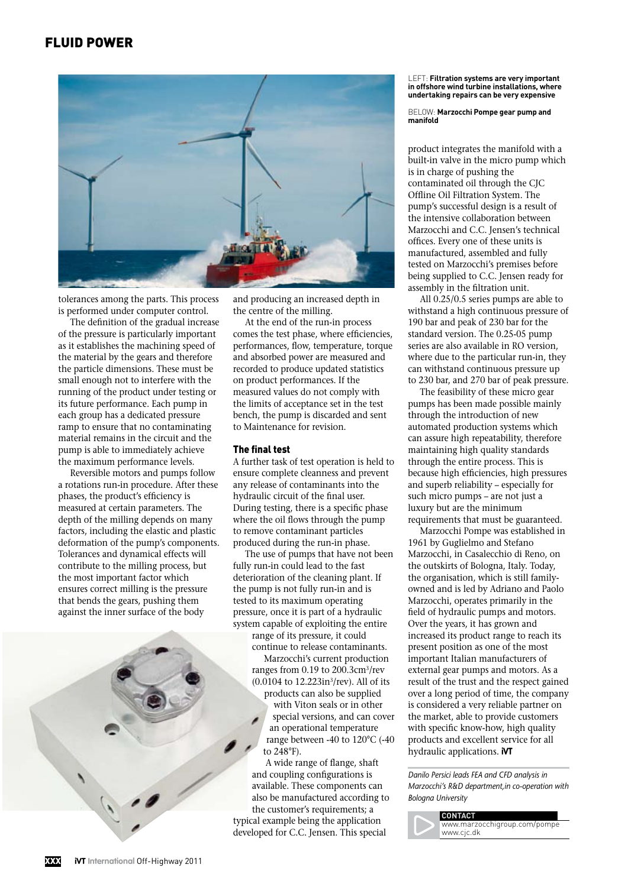LEFT: **Filtration systems are very important in offshore wind turbine installations, where undertaking repairs can be very expensive**

BELOW: **Marzocchi Pompe gear pump and manifold**

tolerances among the parts. This process is performed under computer control.

The definition of the gradual increase of the pressure is particularly important as it establishes the machining speed of the material by the gears and therefore the particle dimensions. These must be small enough not to interfere with the running of the product under testing or its future performance. Each pump in each group has a dedicated pressure ramp to ensure that no contaminating material remains in the circuit and the pump is able to immediately achieve the maximum performance levels.

Reversible motors and pumps follow a rotations run-in procedure. After these phases, the product's efficiency is measured at certain parameters. The depth of the milling depends on many factors, including the elastic and plastic deformation of the pump's components. Tolerances and dynamical effects will contribute to the milling process, but the most important factor which ensures correct milling is the pressure that bends the gears, pushing them against the inner surface of the body and producing an increased depth in the centre of the milling.

At the end of the run-in process comes the test phase, where efficiencies, performances, flow, temperature, torque and absorbed power are measured and recorded to produce updated statistics on product performances. If the measured values do not comply with the limits of acceptance set in the test bench, the pump is discarded and sent to Maintenance for revision.

### The final test

A further task of test operation is held to ensure complete cleanness and prevent any release of contaminants into the hydraulic circuit of the final user. During testing, there is a specific phase where the oil flows through the pump to remove contaminant particles produced during the run-in phase.

The use of pumps that have not been fully run-in could lead to the fast deterioration of the cleaning plant. If the pump is not fully run-in and is tested to its maximum operating pressure, once it is part of a hydraulic system capable of exploiting the entire range of its pressure, it could continue to release contaminants.

Marzocchi's current production ranges from 0.19 to 200.3cm$^3$/rev (0.0104 to 12.223in$^3$/rev). All of its products can also be supplied with Viton seals or in other special versions, and can cover an operational temperature range between -40 to 120°C (-40 to 248°F).

A wide range of flange, shaft and coupling configurations is available. These components can also be manufactured according to the customer's requirements; a typical example being the application developed for C.C. Jensen. This special product integrates the manifold with a built-in valve in the micro pump which is in charge of pushing the contaminated oil through the CJC Offline Oil Filtration System. The pump's successful design is a result of the intensive collaboration between Marzocchi and C.C. Jensen's technical offices. Every one of these units is manufactured, assembled and fully tested on Marzocchi's premises before being supplied to C.C. Jensen ready for assembly in the filtration unit.

All 0.25/0.5 series pumps are able to withstand a high continuous pressure of 190 bar and peak of 230 bar for the standard version. The 0.25-05 pump series are also available in RO version, where due to the particular run-in, they can withstand continuous pressure up to 230 bar, and 270 bar of peak pressure.

The feasibility of these micro gear pumps has been made possible mainly through the introduction of new automated production systems which can assure high repeatability, therefore maintaining high quality standards through the entire process. This is because high efficiencies, high pressures and superb reliability – especially for such micro pumps – are not just a luxury but are the minimum requirements that must be guaranteed.

Marzocchi Pompe was established in 1961 by Guglielmo and Stefano Marzocchi, in Casalecchio di Reno, on the outskirts of Bologna, Italy. Today, the organisation, which is still family-owned and is led by Adriano and Paolo Marzocchi, operates primarily in the field of hydraulic pumps and motors. Over the years, it has grown and increased its product range to reach its present position as one of the most important Italian manufacturers of external gear pumps and motors. As a result of the trust and the respect gained over a long period of time, the company is considered a very reliable partner on the market, able to provide customers with specific know-how, high quality products and excellent service for all hydraulic applications. **iVT**

*Danilo Persici leads FEA and CFD analysis in Marzocchi's R&D department,in co-operation with Bologna University*

**CONTACT**
www.marzocchigroup.com/pompe
www.cjc.dk